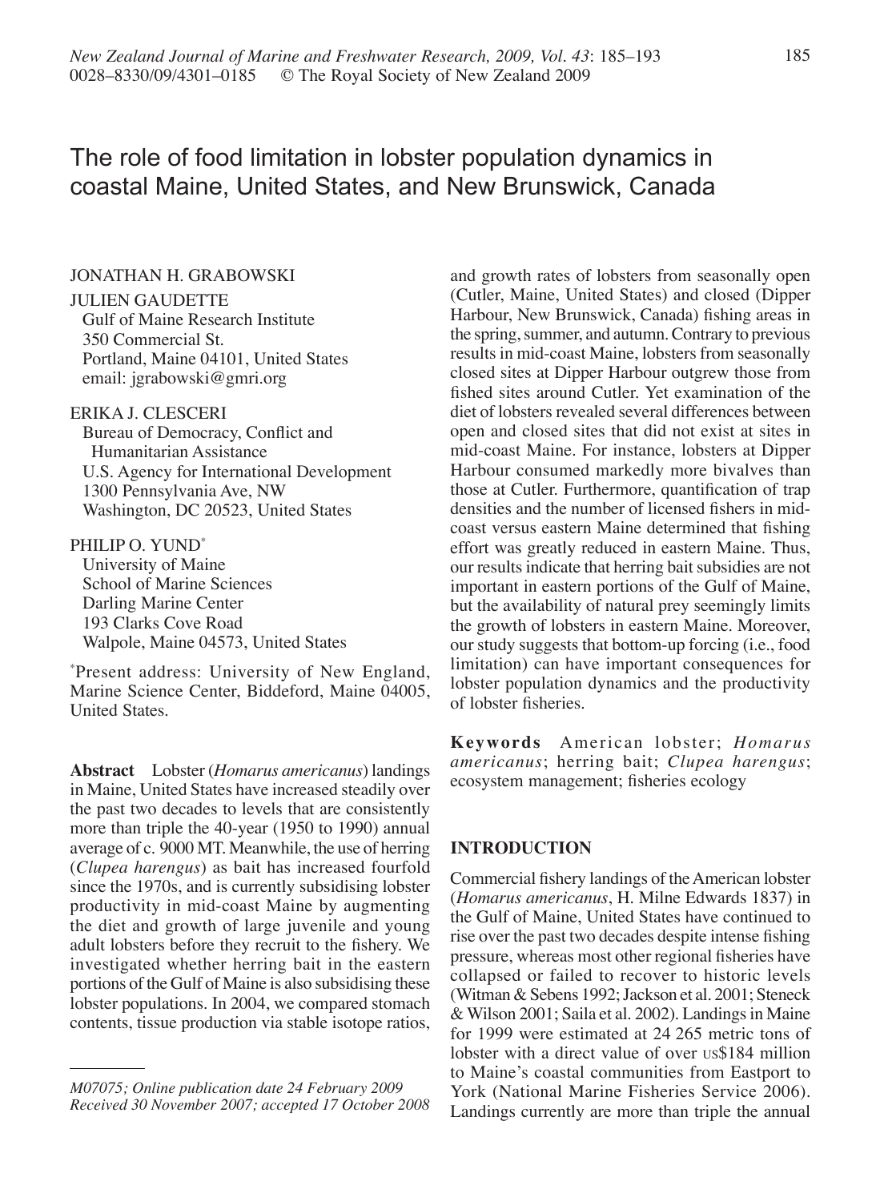# The role of food limitation in lobster population dynamics in coastal Maine, United States, and New Brunswick, Canada

JONATHAN H. GRABOWSKI

JULIEN GAUDETTE
Gulf of Maine Research Institute
350 Commercial St.
Portland, Maine 04101, United States
email: jgrabowski@gmri.org

ERIKA J. CLESCERI
Bureau of Democracy, Conflict and Humanitarian Assistance
U.S. Agency for International Development
1300 Pennsylvania Ave, NW
Washington, DC 20523, United States

PHILIP O. YUND[*]
University of Maine
School of Marine Sciences
Darling Marine Center
193 Clarks Cove Road
Walpole, Maine 04573, United States

[*]Present address: University of New England, Marine Science Center, Biddeford, Maine 04005, United States.

**Abstract** Lobster (*Homarus americanus*) landings in Maine, United States have increased steadily over the past two decades to levels that are consistently more than triple the 40-year (1950 to 1990) annual average of c. 9000 MT. Meanwhile, the use of herring (*Clupea harengus*) as bait has increased fourfold since the 1970s, and is currently subsidising lobster productivity in mid-coast Maine by augmenting the diet and growth of large juvenile and young adult lobsters before they recruit to the fishery. We investigated whether herring bait in the eastern portions of the Gulf of Maine is also subsidising these lobster populations. In 2004, we compared stomach contents, tissue production via stable isotope ratios, and growth rates of lobsters from seasonally open (Cutler, Maine, United States) and closed (Dipper Harbour, New Brunswick, Canada) fishing areas in the spring, summer, and autumn. Contrary to previous results in mid-coast Maine, lobsters from seasonally closed sites at Dipper Harbour outgrew those from fished sites around Cutler. Yet examination of the diet of lobsters revealed several differences between open and closed sites that did not exist at sites in mid-coast Maine. For instance, lobsters at Dipper Harbour consumed markedly more bivalves than those at Cutler. Furthermore, quantification of trap densities and the number of licensed fishers in mid-coast versus eastern Maine determined that fishing effort was greatly reduced in eastern Maine. Thus, our results indicate that herring bait subsidies are not important in eastern portions of the Gulf of Maine, but the availability of natural prey seemingly limits the growth of lobsters in eastern Maine. Moreover, our study suggests that bottom-up forcing (i.e., food limitation) can have important consequences for lobster population dynamics and the productivity of lobster fisheries.

**Keywords** American lobster; *Homarus americanus*; herring bait; *Clupea harengus*; ecosystem management; fisheries ecology

*M07075; Online publication date 24 February 2009*
*Received 30 November 2007; accepted 17 October 2008*

## INTRODUCTION

Commercial fishery landings of the American lobster (*Homarus americanus*, H. Milne Edwards 1837) in the Gulf of Maine, United States have continued to rise over the past two decades despite intense fishing pressure, whereas most other regional fisheries have collapsed or failed to recover to historic levels (Witman & Sebens 1992; Jackson et al. 2001; Steneck & Wilson 2001; Saila et al. 2002). Landings in Maine for 1999 were estimated at 24 265 metric tons of lobster with a direct value of over US$184 million to Maine's coastal communities from Eastport to York (National Marine Fisheries Service 2006). Landings currently are more than triple the annual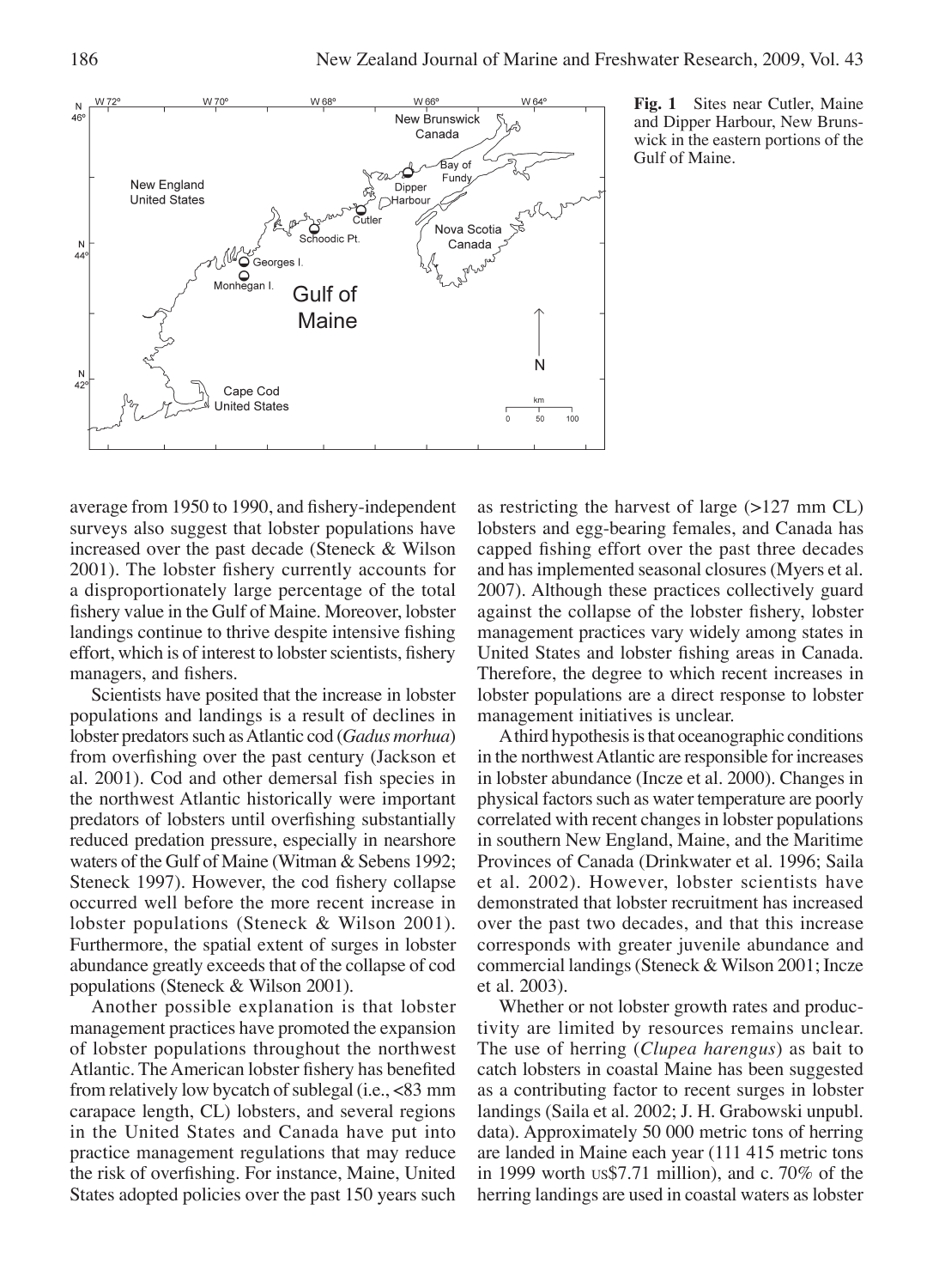**Fig. 1** Sites near Cutler, Maine and Dipper Harbour, New Brunswick in the eastern portions of the Gulf of Maine.

average from 1950 to 1990, and fishery-independent surveys also suggest that lobster populations have increased over the past decade (Steneck & Wilson 2001). The lobster fishery currently accounts for a disproportionately large percentage of the total fishery value in the Gulf of Maine. Moreover, lobster landings continue to thrive despite intensive fishing effort, which is of interest to lobster scientists, fishery managers, and fishers.

Scientists have posited that the increase in lobster populations and landings is a result of declines in lobster predators such as Atlantic cod (*Gadus morhua*) from overfishing over the past century (Jackson et al. 2001). Cod and other demersal fish species in the northwest Atlantic historically were important predators of lobsters until overfishing substantially reduced predation pressure, especially in nearshore waters of the Gulf of Maine (Witman & Sebens 1992; Steneck 1997). However, the cod fishery collapse occurred well before the more recent increase in lobster populations (Steneck & Wilson 2001). Furthermore, the spatial extent of surges in lobster abundance greatly exceeds that of the collapse of cod populations (Steneck & Wilson 2001).

Another possible explanation is that lobster management practices have promoted the expansion of lobster populations throughout the northwest Atlantic. The American lobster fishery has benefited from relatively low bycatch of sublegal (i.e., <83 mm carapace length, CL) lobsters, and several regions in the United States and Canada have put into practice management regulations that may reduce the risk of overfishing. For instance, Maine, United States adopted policies over the past 150 years such as restricting the harvest of large (>127 mm CL) lobsters and egg-bearing females, and Canada has capped fishing effort over the past three decades and has implemented seasonal closures (Myers et al. 2007). Although these practices collectively guard against the collapse of the lobster fishery, lobster management practices vary widely among states in United States and lobster fishing areas in Canada. Therefore, the degree to which recent increases in lobster populations are a direct response to lobster management initiatives is unclear.

A third hypothesis is that oceanographic conditions in the northwest Atlantic are responsible for increases in lobster abundance (Incze et al. 2000). Changes in physical factors such as water temperature are poorly correlated with recent changes in lobster populations in southern New England, Maine, and the Maritime Provinces of Canada (Drinkwater et al. 1996; Saila et al. 2002). However, lobster scientists have demonstrated that lobster recruitment has increased over the past two decades, and that this increase corresponds with greater juvenile abundance and commercial landings (Steneck & Wilson 2001; Incze et al. 2003).

Whether or not lobster growth rates and productivity are limited by resources remains unclear. The use of herring (*Clupea harengus*) as bait to catch lobsters in coastal Maine has been suggested as a contributing factor to recent surges in lobster landings (Saila et al. 2002; J. H. Grabowski unpubl. data). Approximately 50 000 metric tons of herring are landed in Maine each year (111 415 metric tons in 1999 worth US$7.71 million), and c. 70% of the herring landings are used in coastal waters as lobster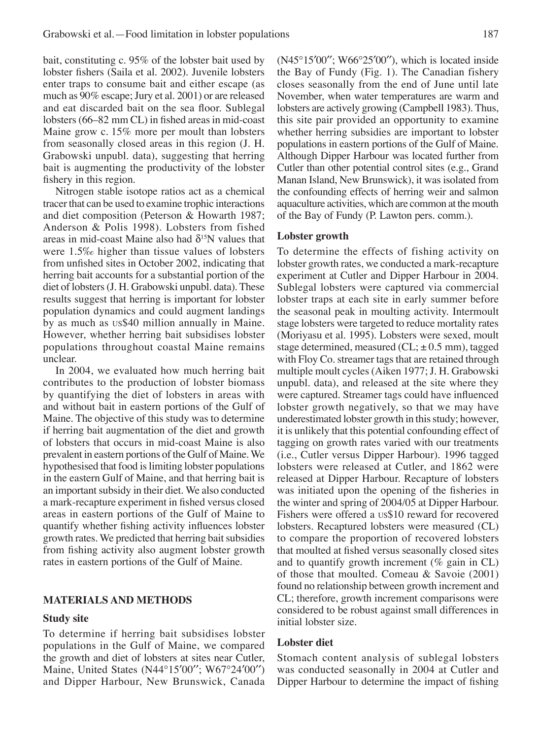bait, constituting c. 95% of the lobster bait used by lobster fishers (Saila et al. 2002). Juvenile lobsters enter traps to consume bait and either escape (as much as 90% escape; Jury et al. 2001) or are released and eat discarded bait on the sea floor. Sublegal lobsters (66–82 mm CL) in fished areas in mid-coast Maine grow c. 15% more per moult than lobsters from seasonally closed areas in this region (J. H. Grabowski unpubl. data), suggesting that herring bait is augmenting the productivity of the lobster fishery in this region.

Nitrogen stable isotope ratios act as a chemical tracer that can be used to examine trophic interactions and diet composition (Peterson & Howarth 1987; Anderson & Polis 1998). Lobsters from fished areas in mid-coast Maine also had $\delta^{15}N$ values that were 1.5‰ higher than tissue values of lobsters from unfished sites in October 2002, indicating that herring bait accounts for a substantial portion of the diet of lobsters (J. H. Grabowski unpubl. data). These results suggest that herring is important for lobster population dynamics and could augment landings by as much as US$40 million annually in Maine. However, whether herring bait subsidises lobster populations throughout coastal Maine remains unclear.

In 2004, we evaluated how much herring bait contributes to the production of lobster biomass by quantifying the diet of lobsters in areas with and without bait in eastern portions of the Gulf of Maine. The objective of this study was to determine if herring bait augmentation of the diet and growth of lobsters that occurs in mid-coast Maine is also prevalent in eastern portions of the Gulf of Maine. We hypothesised that food is limiting lobster populations in the eastern Gulf of Maine, and that herring bait is an important subsidy in their diet. We also conducted a mark-recapture experiment in fished versus closed areas in eastern portions of the Gulf of Maine to quantify whether fishing activity influences lobster growth rates. We predicted that herring bait subsidies from fishing activity also augment lobster growth rates in eastern portions of the Gulf of Maine.

## MATERIALS AND METHODS

### Study site

To determine if herring bait subsidises lobster populations in the Gulf of Maine, we compared the growth and diet of lobsters at sites near Cutler, Maine, United States (N44°15′00″; W67°24′00″) and Dipper Harbour, New Brunswick, Canada (N45°15′00″; W66°25′00″), which is located inside the Bay of Fundy (Fig. 1). The Canadian fishery closes seasonally from the end of June until late November, when water temperatures are warm and lobsters are actively growing (Campbell 1983). Thus, this site pair provided an opportunity to examine whether herring subsidies are important to lobster populations in eastern portions of the Gulf of Maine. Although Dipper Harbour was located further from Cutler than other potential control sites (e.g., Grand Manan Island, New Brunswick), it was isolated from the confounding effects of herring weir and salmon aquaculture activities, which are common at the mouth of the Bay of Fundy (P. Lawton pers. comm.).

### Lobster growth

To determine the effects of fishing activity on lobster growth rates, we conducted a mark-recapture experiment at Cutler and Dipper Harbour in 2004. Sublegal lobsters were captured via commercial lobster traps at each site in early summer before the seasonal peak in moulting activity. Intermoult stage lobsters were targeted to reduce mortality rates (Moriyasu et al. 1995). Lobsters were sexed, moult stage determined, measured (CL; ± 0.5 mm), tagged with Floy Co. streamer tags that are retained through multiple moult cycles (Aiken 1977; J. H. Grabowski unpubl. data), and released at the site where they were captured. Streamer tags could have influenced lobster growth negatively, so that we may have underestimated lobster growth in this study; however, it is unlikely that this potential confounding effect of tagging on growth rates varied with our treatments (i.e., Cutler versus Dipper Harbour). 1996 tagged lobsters were released at Cutler, and 1862 were released at Dipper Harbour. Recapture of lobsters was initiated upon the opening of the fisheries in the winter and spring of 2004/05 at Dipper Harbour. Fishers were offered a US$10 reward for recovered lobsters. Recaptured lobsters were measured (CL) to compare the proportion of recovered lobsters that moulted at fished versus seasonally closed sites and to quantify growth increment (% gain in CL) of those that moulted. Comeau & Savoie (2001) found no relationship between growth increment and CL; therefore, growth increment comparisons were considered to be robust against small differences in initial lobster size.

### Lobster diet

Stomach content analysis of sublegal lobsters was conducted seasonally in 2004 at Cutler and Dipper Harbour to determine the impact of fishing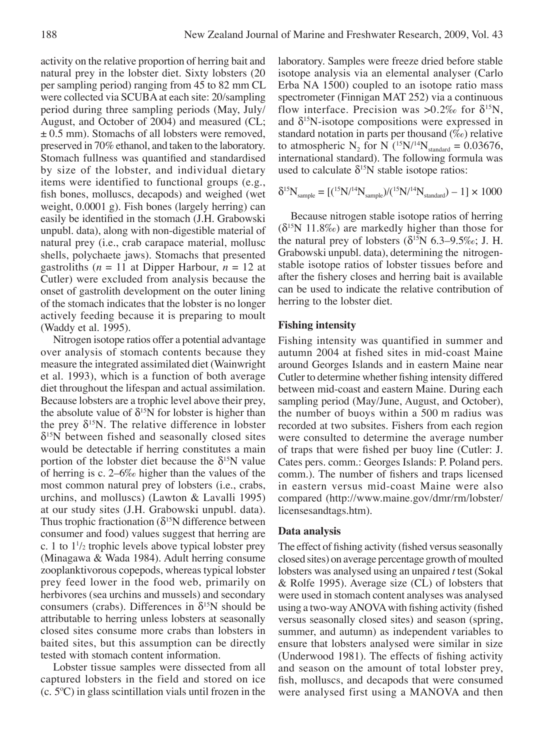activity on the relative proportion of herring bait and natural prey in the lobster diet. Sixty lobsters (20 per sampling period) ranging from 45 to 82 mm CL were collected via SCUBA at each site: 20/sampling period during three sampling periods (May, July/August, and October of 2004) and measured (CL; ± 0.5 mm). Stomachs of all lobsters were removed, preserved in 70% ethanol, and taken to the laboratory. Stomach fullness was quantified and standardised by size of the lobster, and individual dietary items were identified to functional groups (e.g., fish bones, molluscs, decapods) and weighed (wet weight, 0.0001 g). Fish bones (largely herring) can easily be identified in the stomach (J.H. Grabowski unpubl. data), along with non-digestible material of natural prey (i.e., crab carapace material, mollusc shells, polychaete jaws). Stomachs that presented gastroliths ($n$ = 11 at Dipper Harbour, $n$ = 12 at Cutler) were excluded from analysis because the onset of gastrolith development on the outer lining of the stomach indicates that the lobster is no longer actively feeding because it is preparing to moult (Waddy et al. 1995).

Nitrogen isotope ratios offer a potential advantage over analysis of stomach contents because they measure the integrated assimilated diet (Wainwright et al. 1993), which is a function of both average diet throughout the lifespan and actual assimilation. Because lobsters are a trophic level above their prey, the absolute value of $\delta^{15}N$ for lobster is higher than the prey $\delta^{15}N$. The relative difference in lobster $\delta^{15}N$ between fished and seasonally closed sites would be detectable if herring constitutes a main portion of the lobster diet because the $\delta^{15}N$ value of herring is c. 2–6‰ higher than the values of the most common natural prey of lobsters (i.e., crabs, urchins, and molluscs) (Lawton & Lavalli 1995) at our study sites (J.H. Grabowski unpubl. data). Thus trophic fractionation ($\delta^{15}N$ difference between consumer and food) values suggest that herring are c. 1 to $1^1/_2$ trophic levels above typical lobster prey (Minagawa & Wada 1984). Adult herring consume zooplanktivorous copepods, whereas typical lobster prey feed lower in the food web, primarily on herbivores (sea urchins and mussels) and secondary consumers (crabs). Differences in $\delta^{15}N$ should be attributable to herring unless lobsters at seasonally closed sites consume more crabs than lobsters in baited sites, but this assumption can be directly tested with stomach content information.

Lobster tissue samples were dissected from all captured lobsters in the field and stored on ice (c. 5ºC) in glass scintillation vials until frozen in the laboratory. Samples were freeze dried before stable isotope analysis via an elemental analyser (Carlo Erba NA 1500) coupled to an isotope ratio mass spectrometer (Finnigan MAT 252) via a continuous flow interface. Precision was >0.2‰ for $\delta^{15}N$, and $\delta^{15}N$-isotope compositions were expressed in standard notation in parts per thousand (‰) relative to atmospheric $N_2$ for N ($^{15}N/^{14}N_{standard}$ = 0.03676, international standard). The following formula was used to calculate $\delta^{15}N$ stable isotope ratios:

$$\delta^{15}N_{sample} = [(^{15}N/^{14}N_{sample})/(^{15}N/^{14}N_{standard}) - 1] \times 1000$$

Because nitrogen stable isotope ratios of herring ($\delta^{15}N$ 11.8‰) are markedly higher than those for the natural prey of lobsters ($\delta^{15}N$ 6.3–9.5‰; J. H. Grabowski unpubl. data), determining the nitrogen-stable isotope ratios of lobster tissues before and after the fishery closes and herring bait is available can be used to indicate the relative contribution of herring to the lobster diet.

## Fishing intensity

Fishing intensity was quantified in summer and autumn 2004 at fished sites in mid-coast Maine around Georges Islands and in eastern Maine near Cutler to determine whether fishing intensity differed between mid-coast and eastern Maine. During each sampling period (May/June, August, and October), the number of buoys within a 500 m radius was recorded at two subsites. Fishers from each region were consulted to determine the average number of traps that were fished per buoy line (Cutler: J. Cates pers. comm.: Georges Islands: P. Poland pers. comm.). The number of fishers and traps licensed in eastern versus mid-coast Maine were also compared (http://www.maine.gov/dmr/rm/lobster/licensesandtags.htm).

## Data analysis

The effect of fishing activity (fished versus seasonally closed sites) on average percentage growth of moulted lobsters was analysed using an unpaired $t$ test (Sokal & Rolfe 1995). Average size (CL) of lobsters that were used in stomach content analyses was analysed using a two-way ANOVA with fishing activity (fished versus seasonally closed sites) and season (spring, summer, and autumn) as independent variables to ensure that lobsters analysed were similar in size (Underwood 1981). The effects of fishing activity and season on the amount of total lobster prey, fish, molluscs, and decapods that were consumed were analysed first using a MANOVA and then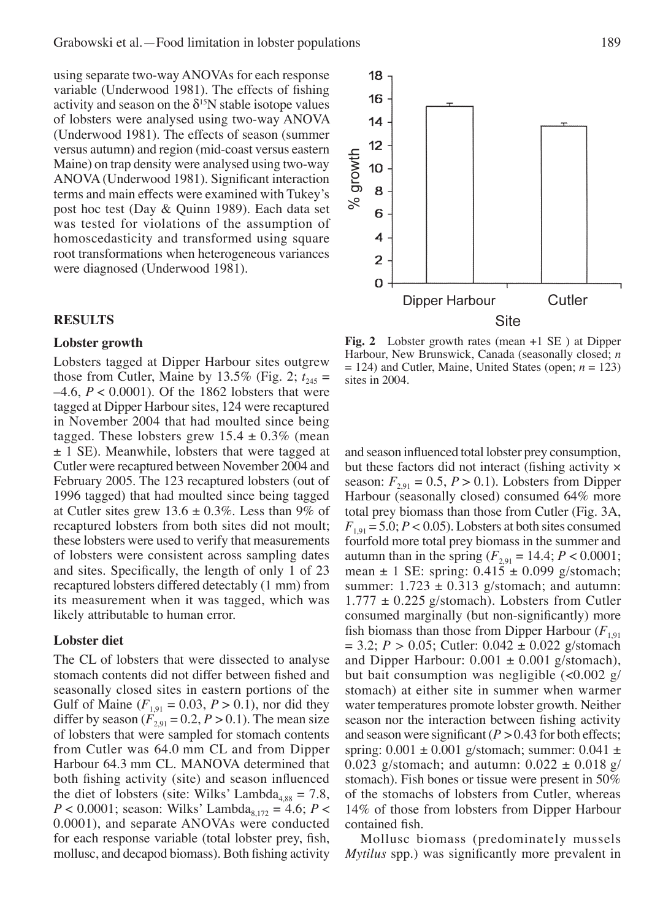using separate two-way ANOVAs for each response variable (Underwood 1981). The effects of fishing activity and season on the $\delta^{15}$N stable isotope values of lobsters were analysed using two-way ANOVA (Underwood 1981). The effects of season (summer versus autumn) and region (mid-coast versus eastern Maine) on trap density were analysed using two-way ANOVA (Underwood 1981). Significant interaction terms and main effects were examined with Tukey's post hoc test (Day & Quinn 1989). Each data set was tested for violations of the assumption of homoscedasticity and transformed using square root transformations when heterogeneous variances were diagnosed (Underwood 1981).

## RESULTS

### Lobster growth

Lobsters tagged at Dipper Harbour sites outgrew those from Cutler, Maine by 13.5% (Fig. 2; $t_{245}$ = –4.6, $P < 0.0001$). Of the 1862 lobsters that were tagged at Dipper Harbour sites, 124 were recaptured in November 2004 that had moulted since being tagged. These lobsters grew 15.4 ± 0.3% (mean ± 1 SE). Meanwhile, lobsters that were tagged at Cutler were recaptured between November 2004 and February 2005. The 123 recaptured lobsters (out of 1996 tagged) that had moulted since being tagged at Cutler sites grew 13.6 ± 0.3%. Less than 9% of recaptured lobsters from both sites did not moult; these lobsters were used to verify that measurements of lobsters were consistent across sampling dates and sites. Specifically, the length of only 1 of 23 recaptured lobsters differed detectably (1 mm) from its measurement when it was tagged, which was likely attributable to human error.

**Fig. 2** Lobster growth rates (mean +1 SE ) at Dipper Harbour, New Brunswick, Canada (seasonally closed; $n$ = 124) and Cutler, Maine, United States (open; $n$ = 123) sites in 2004.

### Lobster diet

The CL of lobsters that were dissected to analyse stomach contents did not differ between fished and seasonally closed sites in eastern portions of the Gulf of Maine ($F_{1,91}$ = 0.03, $P > 0.1$), nor did they differ by season ($F_{2,91}$ = 0.2, $P > 0.1$). The mean size of lobsters that were sampled for stomach contents from Cutler was 64.0 mm CL and from Dipper Harbour 64.3 mm CL. MANOVA determined that both fishing activity (site) and season influenced the diet of lobsters (site: Wilks' Lambda$_{4,88}$ = 7.8, $P < 0.0001$; season: Wilks' Lambda$_{8,172}$ = 4.6; $P < 0.0001$), and separate ANOVAs were conducted for each response variable (total lobster prey, fish, mollusc, and decapod biomass). Both fishing activity and season influenced total lobster prey consumption, but these factors did not interact (fishing activity × season: $F_{2,91}$ = 0.5, $P > 0.1$). Lobsters from Dipper Harbour (seasonally closed) consumed 64% more total prey biomass than those from Cutler (Fig. 3A, $F_{1,91}$ = 5.0; $P < 0.05$). Lobsters at both sites consumed fourfold more total prey biomass in the summer and autumn than in the spring ($F_{2,91}$ = 14.4; $P < 0.0001$; mean ± 1 SE: spring: 0.415 ± 0.099 g/stomach; summer: 1.723 ± 0.313 g/stomach; and autumn: 1.777 ± 0.225 g/stomach). Lobsters from Cutler consumed marginally (but non-significantly) more fish biomass than those from Dipper Harbour ($F_{1,91}$ = 3.2; $P > 0.05$; Cutler: 0.042 ± 0.022 g/stomach and Dipper Harbour: 0.001 ± 0.001 g/stomach), but bait consumption was negligible (<0.002 g/stomach) at either site in summer when warmer water temperatures promote lobster growth. Neither season nor the interaction between fishing activity and season were significant ($P > 0.43$ for both effects; spring: 0.001 ± 0.001 g/stomach; summer: 0.041 ± 0.023 g/stomach; and autumn: 0.022 ± 0.018 g/stomach). Fish bones or tissue were present in 50% of the stomachs of lobsters from Cutler, whereas 14% of those from lobsters from Dipper Harbour contained fish.

Mollusc biomass (predominately mussels *Mytilus* spp.) was significantly more prevalent in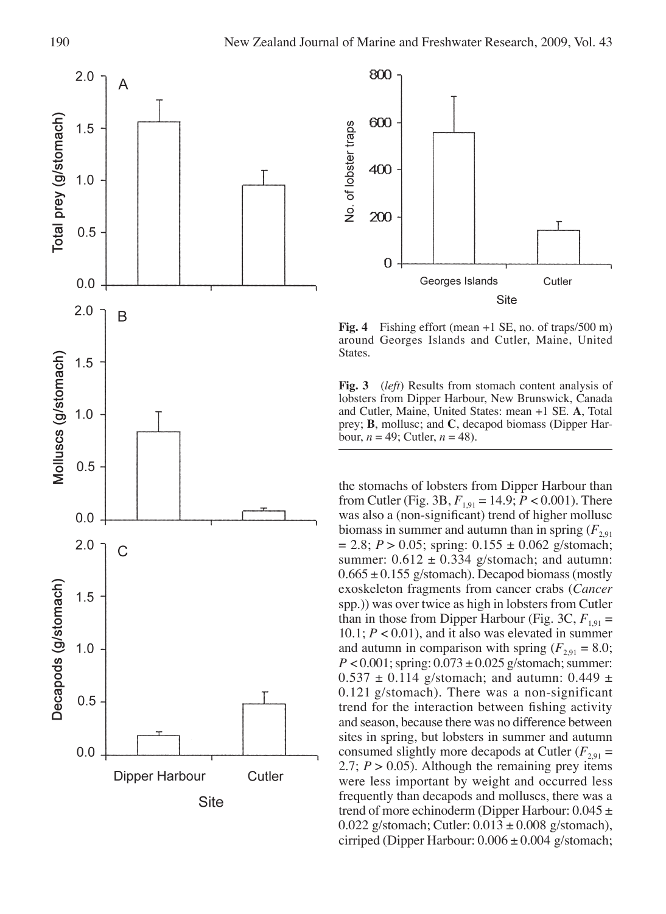**Fig. 4** Fishing effort (mean +1 SE, no. of traps/500 m) around Georges Islands and Cutler, Maine, United States.

**Fig. 3** (*left*) Results from stomach content analysis of lobsters from Dipper Harbour, New Brunswick, Canada and Cutler, Maine, United States: mean +1 SE. **A**, Total prey; **B**, mollusc; and **C**, decapod biomass (Dipper Harbour, $n = 49$; Cutler, $n = 48$).

the stomachs of lobsters from Dipper Harbour than from Cutler (Fig. 3B, $F_{1,91} = 14.9$; $P < 0.001$). There was also a (non-significant) trend of higher mollusc biomass in summer and autumn than in spring ($F_{2,91} = 2.8$; $P > 0.05$; spring: $0.155 \pm 0.062$ g/stomach; summer: $0.612 \pm 0.334$ g/stomach; and autumn: $0.665 \pm 0.155$ g/stomach). Decapod biomass (mostly exoskeleton fragments from cancer crabs (*Cancer* spp.)) was over twice as high in lobsters from Cutler than in those from Dipper Harbour (Fig. 3C, $F_{1,91} = 10.1$; $P < 0.01$), and it also was elevated in summer and autumn in comparison with spring ($F_{2,91} = 8.0$; $P < 0.001$; spring: $0.073 \pm 0.025$ g/stomach; summer: $0.537 \pm 0.114$ g/stomach; and autumn: $0.449 \pm 0.121$ g/stomach). There was a non-significant trend for the interaction between fishing activity and season, because there was no difference between sites in spring, but lobsters in summer and autumn consumed slightly more decapods at Cutler ($F_{2,91} = 2.7$; $P > 0.05$). Although the remaining prey items were less important by weight and occurred less frequently than decapods and molluscs, there was a trend of more echinoderm (Dipper Harbour: $0.045 \pm 0.022$ g/stomach; Cutler: $0.013 \pm 0.008$ g/stomach), cirriped (Dipper Harbour: $0.006 \pm 0.004$ g/stomach;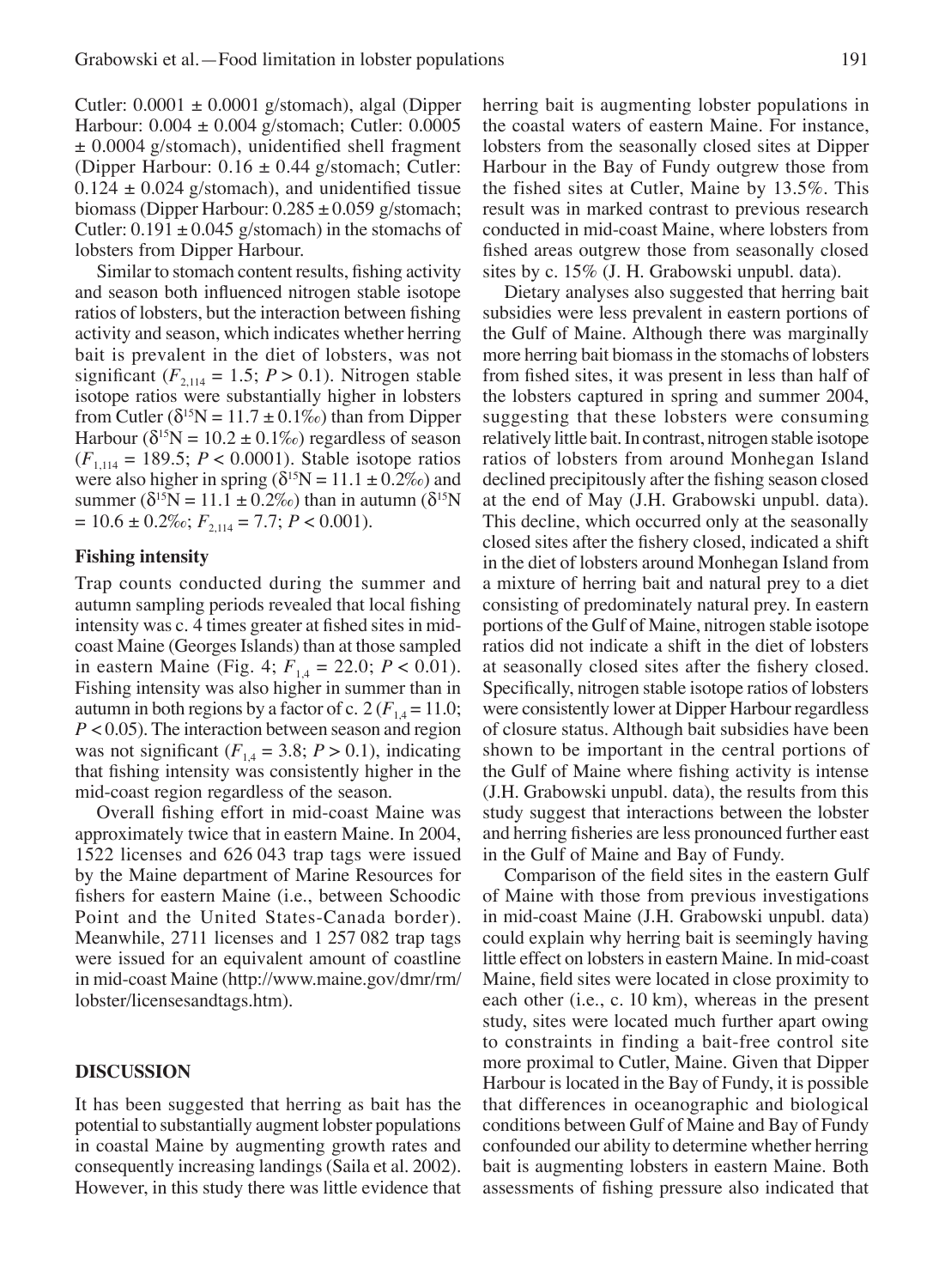Cutler: 0.0001 ± 0.0001 g/stomach), algal (Dipper Harbour: 0.004 ± 0.004 g/stomach; Cutler: 0.0005 ± 0.0004 g/stomach), unidentified shell fragment (Dipper Harbour: 0.16 ± 0.44 g/stomach; Cutler: 0.124 ± 0.024 g/stomach), and unidentified tissue biomass (Dipper Harbour: 0.285 ± 0.059 g/stomach; Cutler: 0.191 ± 0.045 g/stomach) in the stomachs of lobsters from Dipper Harbour.

Similar to stomach content results, fishing activity and season both influenced nitrogen stable isotope ratios of lobsters, but the interaction between fishing activity and season, which indicates whether herring bait is prevalent in the diet of lobsters, was not significant ($F_{2,114} = 1.5$; $P > 0.1$). Nitrogen stable isotope ratios were substantially higher in lobsters from Cutler ($\delta^{15}N = 11.7 \pm 0.1‰$) than from Dipper Harbour ($\delta^{15}N = 10.2 \pm 0.1‰$) regardless of season ($F_{1,114} = 189.5$; $P < 0.0001$). Stable isotope ratios were also higher in spring ($\delta^{15}N = 11.1 \pm 0.2‰$) and summer ($\delta^{15}N = 11.1 \pm 0.2‰$) than in autumn ($\delta^{15}N = 10.6 \pm 0.2‰$; $F_{2,114} = 7.7$; $P < 0.001$).

### Fishing intensity

Trap counts conducted during the summer and autumn sampling periods revealed that local fishing intensity was c. 4 times greater at fished sites in mid-coast Maine (Georges Islands) than at those sampled in eastern Maine (Fig. 4; $F_{1,4} = 22.0$; $P < 0.01$). Fishing intensity was also higher in summer than in autumn in both regions by a factor of c. 2 ($F_{1,4} = 11.0$; $P < 0.05$). The interaction between season and region was not significant ($F_{1,4} = 3.8$; $P > 0.1$), indicating that fishing intensity was consistently higher in the mid-coast region regardless of the season.

Overall fishing effort in mid-coast Maine was approximately twice that in eastern Maine. In 2004, 1522 licenses and 626 043 trap tags were issued by the Maine department of Marine Resources for fishers for eastern Maine (i.e., between Schoodic Point and the United States-Canada border). Meanwhile, 2711 licenses and 1 257 082 trap tags were issued for an equivalent amount of coastline in mid-coast Maine (http://www.maine.gov/dmr/rm/lobster/licensesandtags.htm).

## DISCUSSION

It has been suggested that herring as bait has the potential to substantially augment lobster populations in coastal Maine by augmenting growth rates and consequently increasing landings (Saila et al. 2002). However, in this study there was little evidence that herring bait is augmenting lobster populations in the coastal waters of eastern Maine. For instance, lobsters from the seasonally closed sites at Dipper Harbour in the Bay of Fundy outgrew those from the fished sites at Cutler, Maine by 13.5%. This result was in marked contrast to previous research conducted in mid-coast Maine, where lobsters from fished areas outgrew those from seasonally closed sites by c. 15% (J. H. Grabowski unpubl. data).

Dietary analyses also suggested that herring bait subsidies were less prevalent in eastern portions of the Gulf of Maine. Although there was marginally more herring bait biomass in the stomachs of lobsters from fished sites, it was present in less than half of the lobsters captured in spring and summer 2004, suggesting that these lobsters were consuming relatively little bait. In contrast, nitrogen stable isotope ratios of lobsters from around Monhegan Island declined precipitously after the fishing season closed at the end of May (J.H. Grabowski unpubl. data). This decline, which occurred only at the seasonally closed sites after the fishery closed, indicated a shift in the diet of lobsters around Monhegan Island from a mixture of herring bait and natural prey to a diet consisting of predominately natural prey. In eastern portions of the Gulf of Maine, nitrogen stable isotope ratios did not indicate a shift in the diet of lobsters at seasonally closed sites after the fishery closed. Specifically, nitrogen stable isotope ratios of lobsters were consistently lower at Dipper Harbour regardless of closure status. Although bait subsidies have been shown to be important in the central portions of the Gulf of Maine where fishing activity is intense (J.H. Grabowski unpubl. data), the results from this study suggest that interactions between the lobster and herring fisheries are less pronounced further east in the Gulf of Maine and Bay of Fundy.

Comparison of the field sites in the eastern Gulf of Maine with those from previous investigations in mid-coast Maine (J.H. Grabowski unpubl. data) could explain why herring bait is seemingly having little effect on lobsters in eastern Maine. In mid-coast Maine, field sites were located in close proximity to each other (i.e., c. 10 km), whereas in the present study, sites were located much further apart owing to constraints in finding a bait-free control site more proximal to Cutler, Maine. Given that Dipper Harbour is located in the Bay of Fundy, it is possible that differences in oceanographic and biological conditions between Gulf of Maine and Bay of Fundy confounded our ability to determine whether herring bait is augmenting lobsters in eastern Maine. Both assessments of fishing pressure also indicated that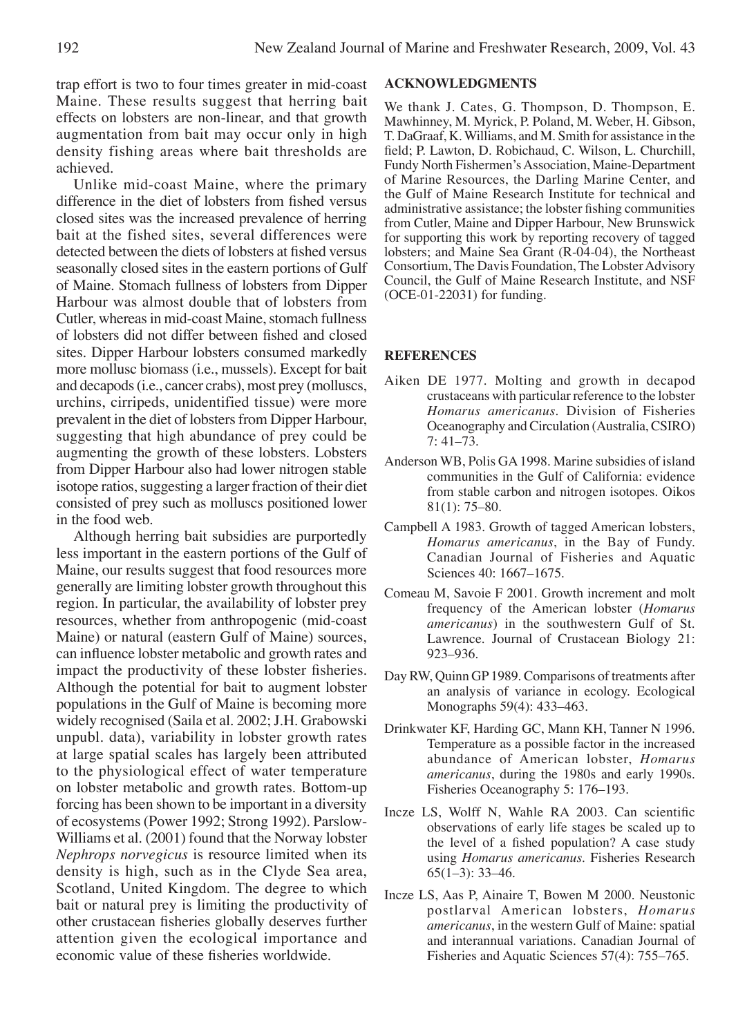trap effort is two to four times greater in mid-coast Maine. These results suggest that herring bait effects on lobsters are non-linear, and that growth augmentation from bait may occur only in high density fishing areas where bait thresholds are achieved.

Unlike mid-coast Maine, where the primary difference in the diet of lobsters from fished versus closed sites was the increased prevalence of herring bait at the fished sites, several differences were detected between the diets of lobsters at fished versus seasonally closed sites in the eastern portions of Gulf of Maine. Stomach fullness of lobsters from Dipper Harbour was almost double that of lobsters from Cutler, whereas in mid-coast Maine, stomach fullness of lobsters did not differ between fished and closed sites. Dipper Harbour lobsters consumed markedly more mollusc biomass (i.e., mussels). Except for bait and decapods (i.e., cancer crabs), most prey (molluscs, urchins, cirripeds, unidentified tissue) were more prevalent in the diet of lobsters from Dipper Harbour, suggesting that high abundance of prey could be augmenting the growth of these lobsters. Lobsters from Dipper Harbour also had lower nitrogen stable isotope ratios, suggesting a larger fraction of their diet consisted of prey such as molluscs positioned lower in the food web.

Although herring bait subsidies are purportedly less important in the eastern portions of the Gulf of Maine, our results suggest that food resources more generally are limiting lobster growth throughout this region. In particular, the availability of lobster prey resources, whether from anthropogenic (mid-coast Maine) or natural (eastern Gulf of Maine) sources, can influence lobster metabolic and growth rates and impact the productivity of these lobster fisheries. Although the potential for bait to augment lobster populations in the Gulf of Maine is becoming more widely recognised (Saila et al. 2002; J.H. Grabowski unpubl. data), variability in lobster growth rates at large spatial scales has largely been attributed to the physiological effect of water temperature on lobster metabolic and growth rates. Bottom-up forcing has been shown to be important in a diversity of ecosystems (Power 1992; Strong 1992). Parslow-Williams et al. (2001) found that the Norway lobster *Nephrops norvegicus* is resource limited when its density is high, such as in the Clyde Sea area, Scotland, United Kingdom. The degree to which bait or natural prey is limiting the productivity of other crustacean fisheries globally deserves further attention given the ecological importance and economic value of these fisheries worldwide.

## ACKNOWLEDGMENTS

We thank J. Cates, G. Thompson, D. Thompson, E. Mawhinney, M. Myrick, P. Poland, M. Weber, H. Gibson, T. DaGraaf, K. Williams, and M. Smith for assistance in the field; P. Lawton, D. Robichaud, C. Wilson, L. Churchill, Fundy North Fishermen's Association, Maine-Department of Marine Resources, the Darling Marine Center, and the Gulf of Maine Research Institute for technical and administrative assistance; the lobster fishing communities from Cutler, Maine and Dipper Harbour, New Brunswick for supporting this work by reporting recovery of tagged lobsters; and Maine Sea Grant (R-04-04), the Northeast Consortium, The Davis Foundation, The Lobster Advisory Council, the Gulf of Maine Research Institute, and NSF (OCE-01-22031) for funding.

## REFERENCES

Aiken DE 1977. Molting and growth in decapod crustaceans with particular reference to the lobster *Homarus americanus*. Division of Fisheries Oceanography and Circulation (Australia, CSIRO) 7: 41–73.

Anderson WB, Polis GA 1998. Marine subsidies of island communities in the Gulf of California: evidence from stable carbon and nitrogen isotopes. Oikos 81(1): 75–80.

Campbell A 1983. Growth of tagged American lobsters, *Homarus americanus*, in the Bay of Fundy. Canadian Journal of Fisheries and Aquatic Sciences 40: 1667–1675.

Comeau M, Savoie F 2001. Growth increment and molt frequency of the American lobster (*Homarus americanus*) in the southwestern Gulf of St. Lawrence. Journal of Crustacean Biology 21: 923–936.

Day RW, Quinn GP 1989. Comparisons of treatments after an analysis of variance in ecology. Ecological Monographs 59(4): 433–463.

Drinkwater KF, Harding GC, Mann KH, Tanner N 1996. Temperature as a possible factor in the increased abundance of American lobster, *Homarus americanus*, during the 1980s and early 1990s. Fisheries Oceanography 5: 176–193.

Incze LS, Wolff N, Wahle RA 2003. Can scientific observations of early life stages be scaled up to the level of a fished population? A case study using *Homarus americanus*. Fisheries Research 65(1–3): 33–46.

Incze LS, Aas P, Ainaire T, Bowen M 2000. Neustonic postlarval American lobsters, *Homarus americanus*, in the western Gulf of Maine: spatial and interannual variations. Canadian Journal of Fisheries and Aquatic Sciences 57(4): 755–765.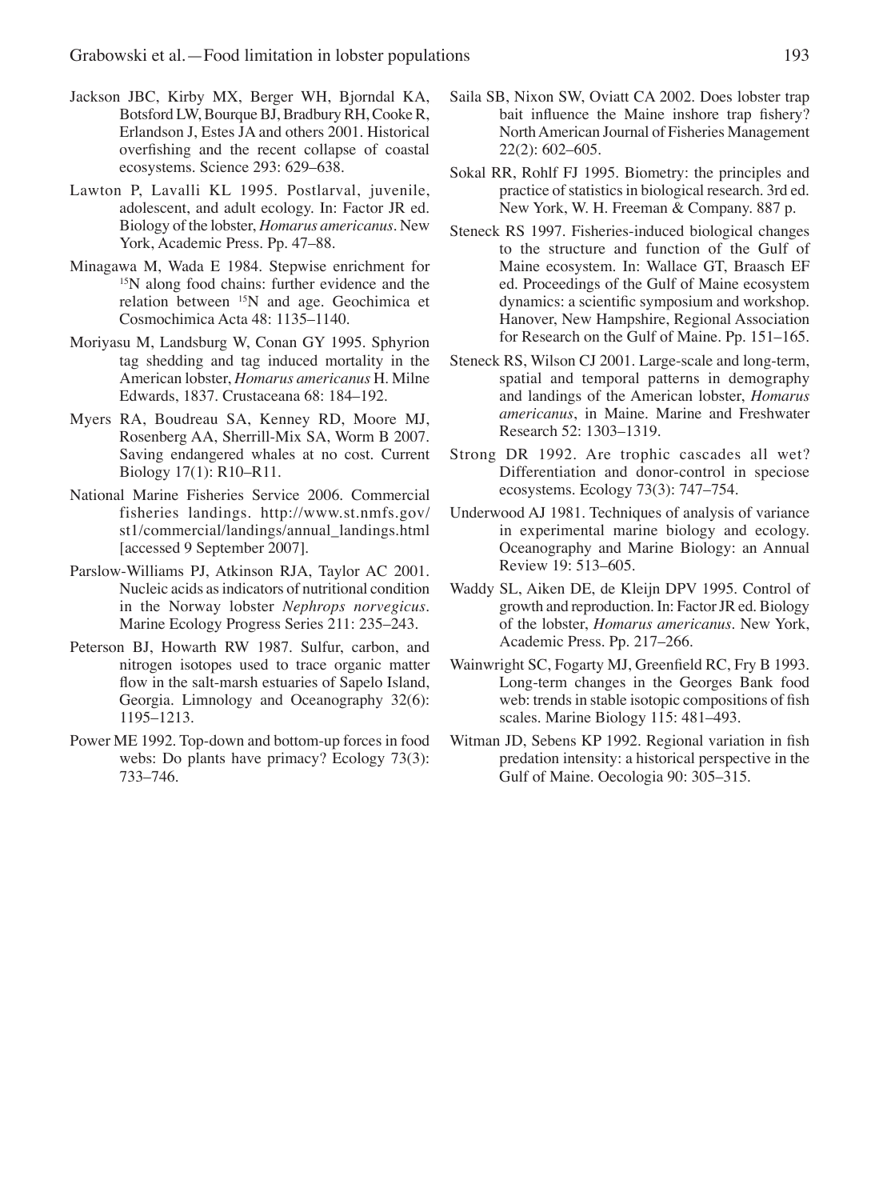Jackson JBC, Kirby MX, Berger WH, Bjorndal KA, Botsford LW, Bourque BJ, Bradbury RH, Cooke R, Erlandson J, Estes JA and others 2001. Historical overfishing and the recent collapse of coastal ecosystems. Science 293: 629–638.

Lawton P, Lavalli KL 1995. Postlarval, juvenile, adolescent, and adult ecology. In: Factor JR ed. Biology of the lobster, *Homarus americanus*. New York, Academic Press. Pp. 47–88.

Minagawa M, Wada E 1984. Stepwise enrichment for $^{15}$N along food chains: further evidence and the relation between $^{15}$N and age. Geochimica et Cosmochimica Acta 48: 1135–1140.

Moriyasu M, Landsburg W, Conan GY 1995. Sphyrion tag shedding and tag induced mortality in the American lobster, *Homarus americanus* H. Milne Edwards, 1837. Crustaceana 68: 184–192.

Myers RA, Boudreau SA, Kenney RD, Moore MJ, Rosenberg AA, Sherrill-Mix SA, Worm B 2007. Saving endangered whales at no cost. Current Biology 17(1): R10–R11.

National Marine Fisheries Service 2006. Commercial fisheries landings. http://www.st.nmfs.gov/st1/commercial/landings/annual_landings.html [accessed 9 September 2007].

Parslow-Williams PJ, Atkinson RJA, Taylor AC 2001. Nucleic acids as indicators of nutritional condition in the Norway lobster *Nephrops norvegicus*. Marine Ecology Progress Series 211: 235–243.

Peterson BJ, Howarth RW 1987. Sulfur, carbon, and nitrogen isotopes used to trace organic matter flow in the salt-marsh estuaries of Sapelo Island, Georgia. Limnology and Oceanography 32(6): 1195–1213.

Power ME 1992. Top-down and bottom-up forces in food webs: Do plants have primacy? Ecology 73(3): 733–746.

Saila SB, Nixon SW, Oviatt CA 2002. Does lobster trap bait influence the Maine inshore trap fishery? North American Journal of Fisheries Management 22(2): 602–605.

Sokal RR, Rohlf FJ 1995. Biometry: the principles and practice of statistics in biological research. 3rd ed. New York, W. H. Freeman & Company. 887 p.

Steneck RS 1997. Fisheries-induced biological changes to the structure and function of the Gulf of Maine ecosystem. In: Wallace GT, Braasch EF ed. Proceedings of the Gulf of Maine ecosystem dynamics: a scientific symposium and workshop. Hanover, New Hampshire, Regional Association for Research on the Gulf of Maine. Pp. 151–165.

Steneck RS, Wilson CJ 2001. Large-scale and long-term, spatial and temporal patterns in demography and landings of the American lobster, *Homarus americanus*, in Maine. Marine and Freshwater Research 52: 1303–1319.

Strong DR 1992. Are trophic cascades all wet? Differentiation and donor-control in speciose ecosystems. Ecology 73(3): 747–754.

Underwood AJ 1981. Techniques of analysis of variance in experimental marine biology and ecology. Oceanography and Marine Biology: an Annual Review 19: 513–605.

Waddy SL, Aiken DE, de Kleijn DPV 1995. Control of growth and reproduction. In: Factor JR ed. Biology of the lobster, *Homarus americanus*. New York, Academic Press. Pp. 217–266.

Wainwright SC, Fogarty MJ, Greenfield RC, Fry B 1993. Long-term changes in the Georges Bank food web: trends in stable isotopic compositions of fish scales. Marine Biology 115: 481–493.

Witman JD, Sebens KP 1992. Regional variation in fish predation intensity: a historical perspective in the Gulf of Maine. Oecologia 90: 305–315.